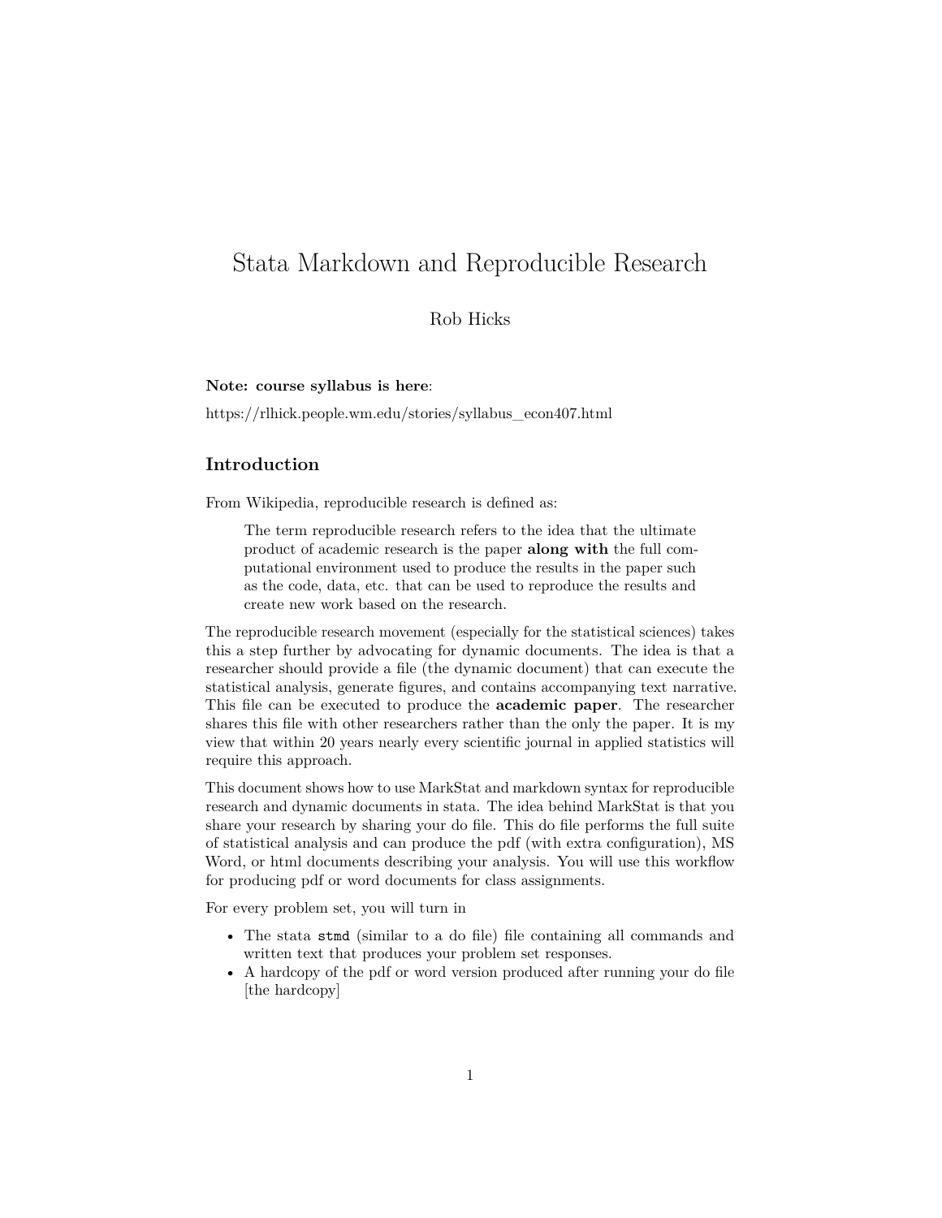# Stata Markdown and Reproducible Research

Rob Hicks

**Note: course syllabus is here**:

https://rlhick.people.wm.edu/stories/syllabus_econ407.html

## Introduction

From Wikipedia, reproducible research is defined as:

> The term reproducible research refers to the idea that the ultimate product of academic research is the paper **along with** the full computational environment used to produce the results in the paper such as the code, data, etc. that can be used to reproduce the results and create new work based on the research.

The reproducible research movement (especially for the statistical sciences) takes this a step further by advocating for dynamic documents. The idea is that a researcher should provide a file (the dynamic document) that can execute the statistical analysis, generate figures, and contains accompanying text narrative. This file can be executed to produce the **academic paper**. The researcher shares this file with other researchers rather than the only the paper. It is my view that within 20 years nearly every scientific journal in applied statistics will require this approach.

This document shows how to use MarkStat and markdown syntax for reproducible research and dynamic documents in stata. The idea behind MarkStat is that you share your research by sharing your do file. This do file performs the full suite of statistical analysis and can produce the pdf (with extra configuration), MS Word, or html documents describing your analysis. You will use this workflow for producing pdf or word documents for class assignments.

For every problem set, you will turn in

- The stata `stmd` (similar to a do file) file containing all commands and written text that produces your problem set responses.
- A hardcopy of the pdf or word version produced after running your do file [the hardcopy]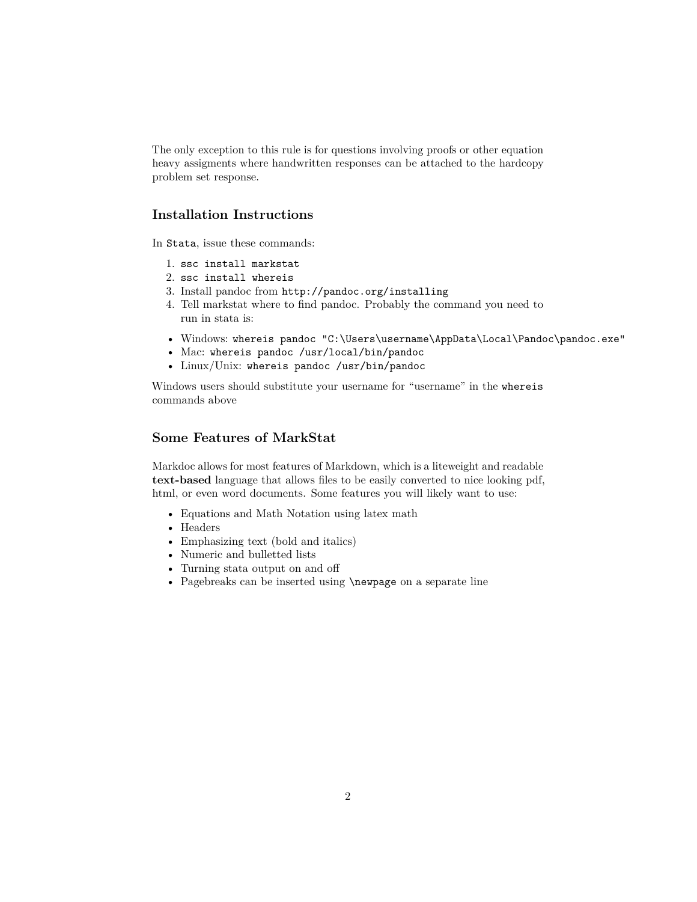The only exception to this rule is for questions involving proofs or other equation heavy assigments where handwritten responses can be attached to the hardcopy problem set response.

## Installation Instructions

In `Stata`, issue these commands:

1. `ssc install markstat`
2. `ssc install whereis`
3. Install pandoc from `http://pandoc.org/installing`
4. Tell markstat where to find pandoc. Probably the command you need to run in stata is:

- Windows: `whereis pandoc "C:\Users\username\AppData\Local\Pandoc\pandoc.exe"`
- Mac: `whereis pandoc /usr/local/bin/pandoc`
- Linux/Unix: `whereis pandoc /usr/bin/pandoc`

Windows users should substitute your username for "username" in the `whereis` commands above

## Some Features of MarkStat

Markdoc allows for most features of Markdown, which is a liteweight and readable **text-based** language that allows files to be easily converted to nice looking pdf, html, or even word documents. Some features you will likely want to use:

- Equations and Math Notation using latex math
- Headers
- Emphasizing text (bold and italics)
- Numeric and bulletted lists
- Turning stata output on and off
- Pagebreaks can be inserted using `\newpage` on a separate line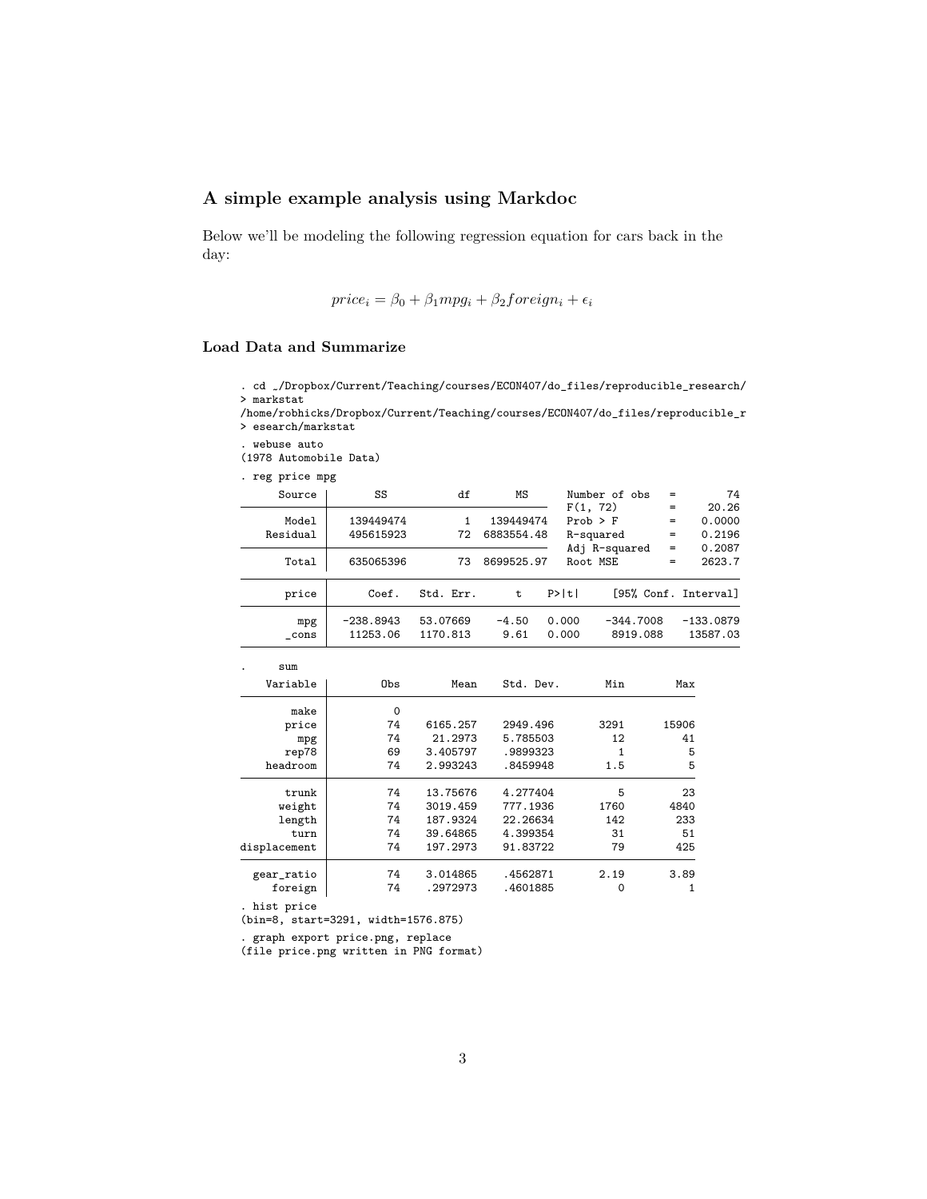## A simple example analysis using Markdoc

Below we'll be modeling the following regression equation for cars back in the day:

$$price_i = \beta_0 + \beta_1 mpg_i + \beta_2 foreign_i + \epsilon_i$$

### Load Data and Summarize

```
. cd ~/Dropbox/Current/Teaching/courses/ECON407/do_files/reproducible_research/
> markstat
/home/robhicks/Dropbox/Current/Teaching/courses/ECON407/do_files/reproducible_r
> esearch/markstat

. webuse auto
(1978 Automobile Data)

. reg price mpg

      Source |       SS           df       MS      Number of obs   =        74
-------------+----------------------------------   F(1, 72)        =     20.26
       Model |   139449474         1   139449474   Prob > F        =    0.0000
    Residual |   495615923        72  6883554.48   R-squared       =    0.2196
-------------+----------------------------------   Adj R-squared   =    0.2087
       Total |   635065396        73  8699525.97   Root MSE        =    2623.7

------------------------------------------------------------------------------
       price |      Coef.   Std. Err.      t    P>|t|     [95% Conf. Interval]
-------------+----------------------------------------------------------------
         mpg |  -238.8943   53.07669    -4.50   0.000    -344.7008   -133.0879
       _cons |   11253.06   1170.813     9.61   0.000     8919.088    13587.03
------------------------------------------------------------------------------

.     sum

    Variable |        Obs        Mean    Std. Dev.       Min        Max
-------------+---------------------------------------------------------
        make |          0
       price |         74    6165.257    2949.496       3291      15906
         mpg |         74     21.2973    5.785503         12         41
       rep78 |         69    3.405797    .9899323          1          5
    headroom |         74    2.993243    .8459948        1.5          5
-------------+---------------------------------------------------------
       trunk |         74    13.75676    4.277404          5         23
      weight |         74    3019.459    777.1936       1760       4840
      length |         74    187.9324    22.26634        142        233
        turn |         74    39.64865    4.399354         31         51
displacement |         74    197.2973    91.83722         79        425
-------------+---------------------------------------------------------
  gear_ratio |         74    3.014865    .4562871       2.19       3.89
     foreign |         74    .2972973    .4601885          0          1

. hist price
(bin=8, start=3291, width=1576.875)

. graph export price.png, replace
(file price.png written in PNG format)
```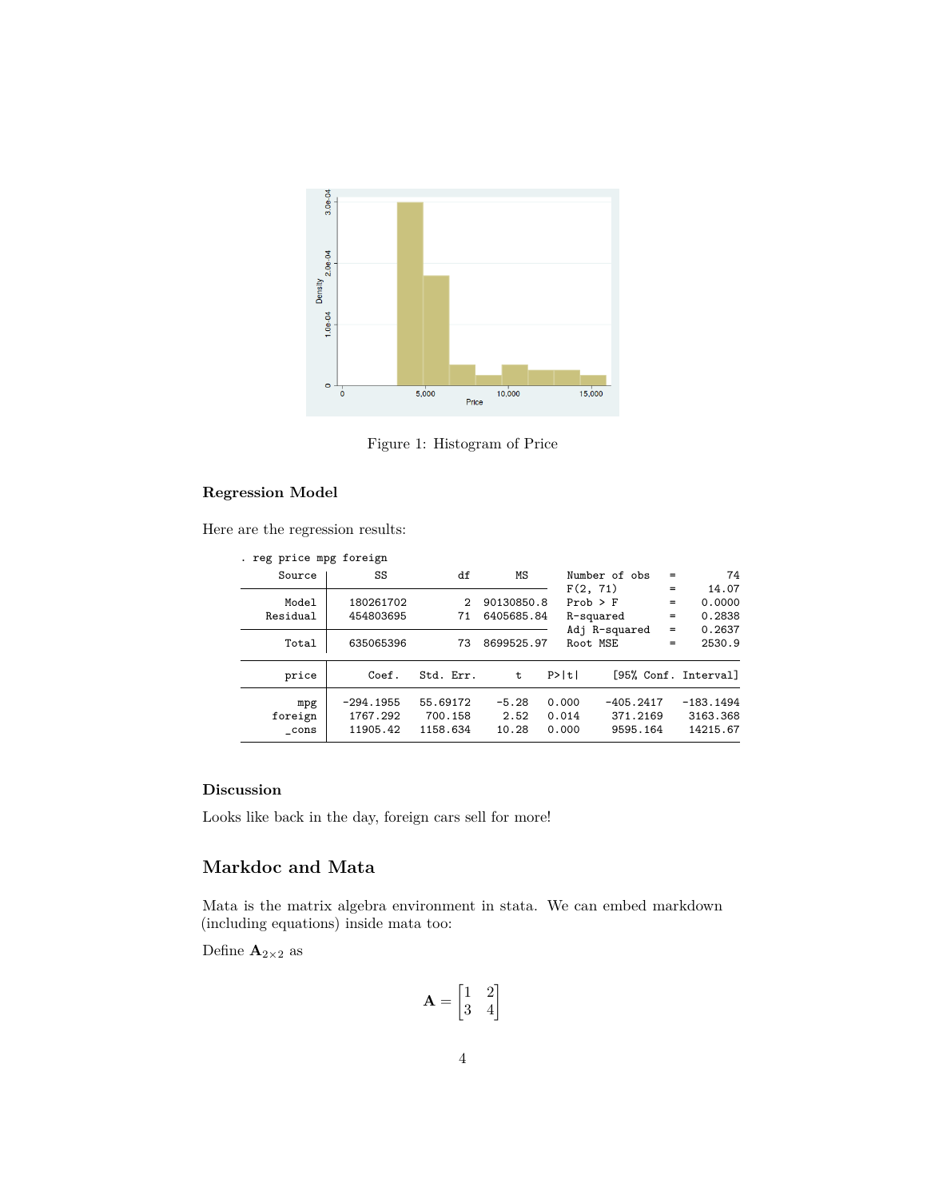Figure 1: Histogram of Price

### Regression Model

Here are the regression results:

```
. reg price mpg foreign

      Source |       SS           df       MS      Number of obs   =        74
-------------+----------------------------------   F(2, 71)        =     14.07
       Model |   180261702         2  90130850.8   Prob > F        =    0.0000
    Residual |   454803695        71  6405685.84   R-squared       =    0.2838
-------------+----------------------------------   Adj R-squared   =    0.2637
       Total |   635065396        73  8699525.97   Root MSE        =    2530.9

------------------------------------------------------------------------------
       price |      Coef.   Std. Err.      t    P>|t|     [95% Conf. Interval]
-------------+----------------------------------------------------------------
         mpg |  -294.1955   55.69172    -5.28   0.000    -405.2417   -183.1494
     foreign |   1767.292    700.158     2.52   0.014     371.2169    3163.368
       _cons |   11905.42   1158.634    10.28   0.000     9595.164    14215.67
------------------------------------------------------------------------------
```

### Discussion

Looks like back in the day, foreign cars sell for more!

## Markdoc and Mata

Mata is the matrix algebra environment in stata. We can embed markdown (including equations) inside mata too:

Define $\mathbf{A}_{2\times 2}$ as

$$\mathbf{A} = \begin{bmatrix} 1 & 2 \\ 3 & 4 \end{bmatrix}$$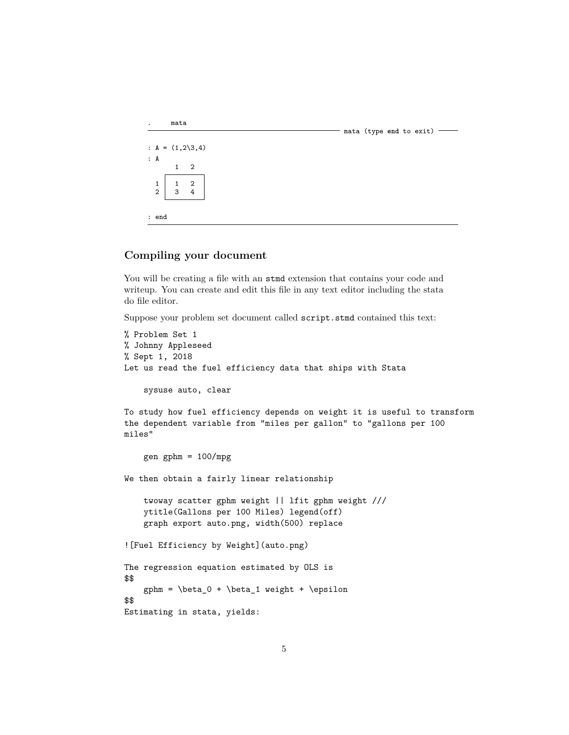```
.     mata
─────────────────────────────────────────── mata (type end to exit) ───

: A = (1,2\3,4)
: A
       1   2
    ┌────────┐
  1 │  1   2 │
  2 │  3   4 │
    └────────┘

: end
─────────────────────────────────────────────────────────────────────────
```

## Compiling your document

You will be creating a file with an `stmd` extension that contains your code and writeup. You can create and edit this file in any text editor including the stata do file editor.

Suppose your problem set document called `script.stmd` contained this text:

```
% Problem Set 1
% Johnny Appleseed
% Sept 1, 2018
Let us read the fuel efficiency data that ships with Stata

    sysuse auto, clear

To study how fuel efficiency depends on weight it is useful to transform
the dependent variable from "miles per gallon" to "gallons per 100
miles"

    gen gphm = 100/mpg

We then obtain a fairly linear relationship

    twoway scatter gphm weight || lfit gphm weight ///
    ytitle(Gallons per 100 Miles) legend(off)
    graph export auto.png, width(500) replace

![Fuel Efficiency by Weight](auto.png)

The regression equation estimated by OLS is
$$
    gphm = \beta_0 + \beta_1 weight + \epsilon
$$
Estimating in stata, yields:
```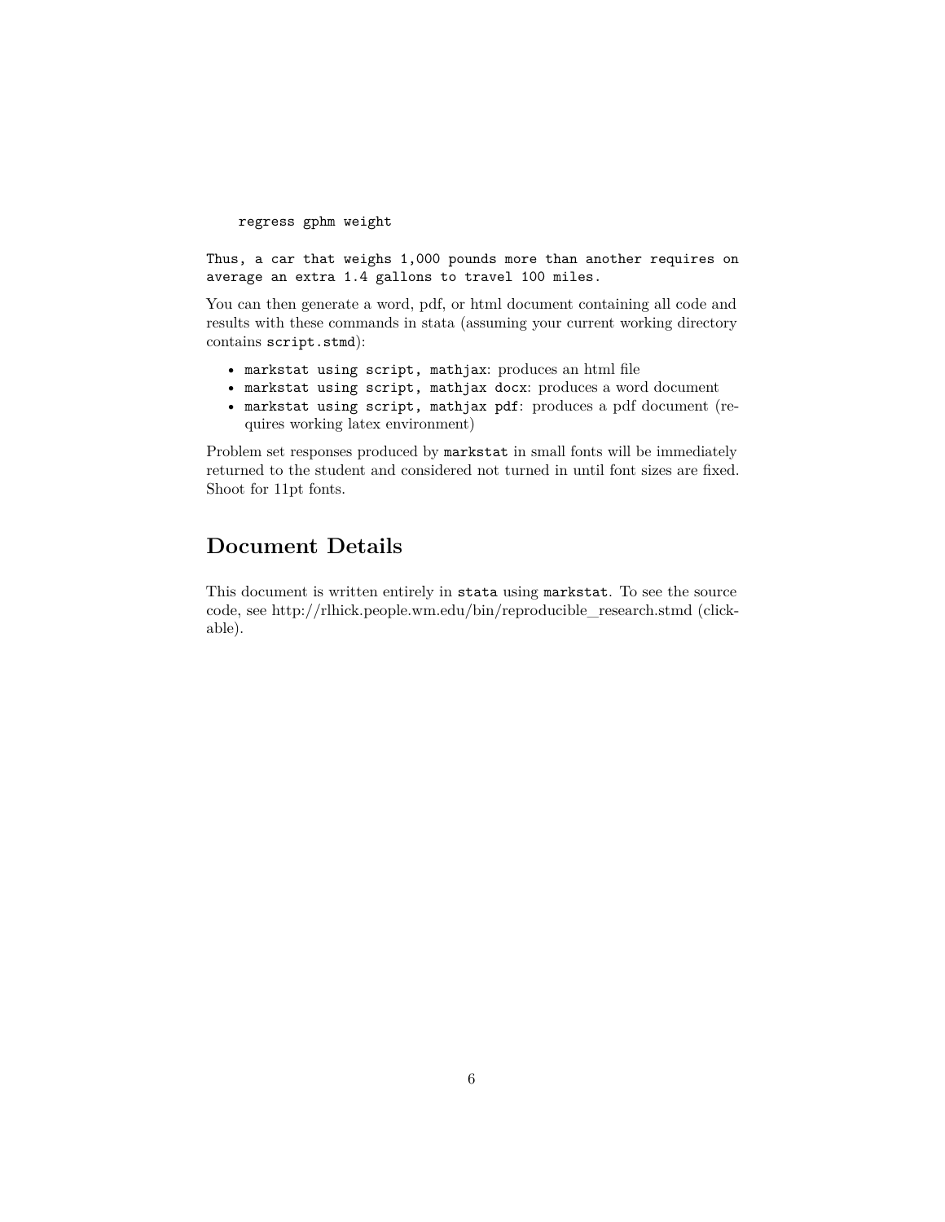```
regress gphm weight
```

`Thus, a car that weighs 1,000 pounds more than another requires on average an extra 1.4 gallons to travel 100 miles.`

You can then generate a word, pdf, or html document containing all code and results with these commands in stata (assuming your current working directory contains `script.stmd`):

- `markstat using script, mathjax`: produces an html file
- `markstat using script, mathjax docx`: produces a word document
- `markstat using script, mathjax pdf`: produces a pdf document (requires working latex environment)

Problem set responses produced by `markstat` in small fonts will be immediately returned to the student and considered not turned in until font sizes are fixed. Shoot for 11pt fonts.

## Document Details

This document is written entirely in `stata` using `markstat`. To see the source code, see http://rlhick.people.wm.edu/bin/reproducible_research.stmd (clickable).